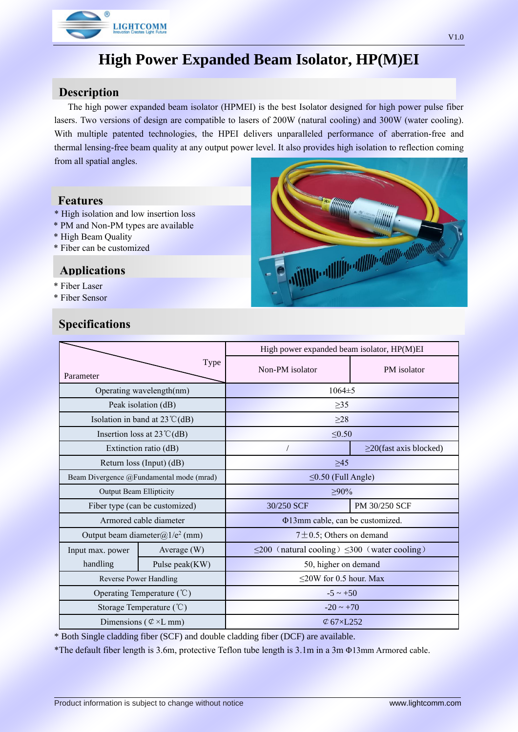# High Power Expanded Beam Isolator, HP(M)EI

## Description

The high power expanded beam isolator (HPMEI) is the best Isolator designed for high power pulse fiber lasers. Two versions of design are compatible to lasers of 200W (natural cooling) and 300W (water cooling). With multiple patented technologies, the HPEI delivers unparalleled performance of aberration-free and thermal lensing-free beam quality at any output power level. It also provides high isolation to reflection coming from all spatial angles.

## Features

* High isolation and low insertion loss
* PM and Non-PM types are available
* High Beam Quality
* Fiber can be customized

## Applications

* Fiber Laser
* Fiber Sensor

## Specifications

| Parameter \ Type | | High power expanded beam isolator, HP(M)EI | |
|---|---|---|---|
| | | Non-PM isolator | PM isolator |
| Operating wavelength(nm) | | 1064±5 | |
| Peak isolation (dB) | | ≥35 | |
| Isolation in band at 23℃(dB) | | ≥28 | |
| Insertion loss at 23℃(dB) | | ≤0.50 | |
| Extinction ratio (dB) | | / | ≥20(fast axis blocked) |
| Return loss (Input) (dB) | | ≥45 | |
| Beam Divergence @Fundamental mode (mrad) | | ≤0.50 (Full Angle) | |
| Output Beam Ellipticity | | ≥90% | |
| Fiber type (can be customized) | | 30/250 SCF | PM 30/250 SCF |
| Armored cable diameter | | Φ13mm cable, can be customized. | |
| Output beam diameter@1/$e^2$ (mm) | | 7±0.5; Others on demand | |
| Input max. power handling | Average (W) | ≤200（natural cooling）≤300（water cooling） | |
| | Pulse peak(KW) | 50, higher on demand | |
| Reverse Power Handling | | ≤20W for 0.5 hour. Max | |
| Operating Temperature (℃) | | -5 ~ +50 | |
| Storage Temperature (℃) | | -20 ~ +70 | |
| Dimensions (⊄×L mm) | | ⊄67×L252 | |

* Both Single cladding fiber (SCF) and double cladding fiber (DCF) are available.

*The default fiber length is 3.6m, protective Teflon tube length is 3.1m in a 3m Φ13mm Armored cable.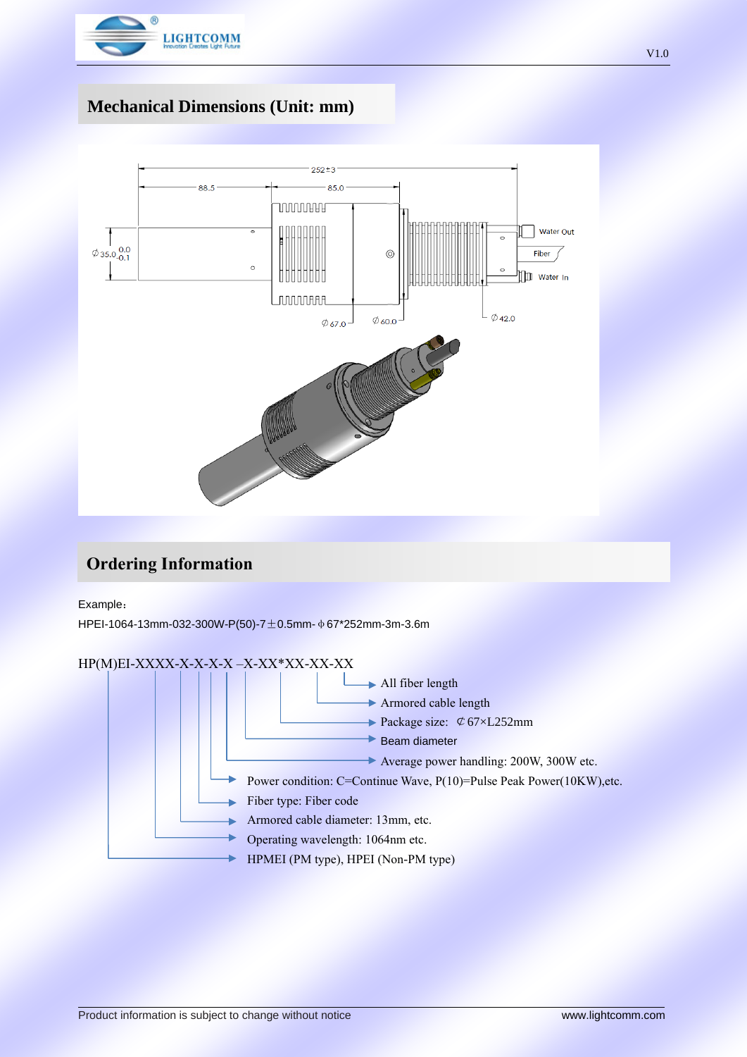## Mechanical Dimensions (Unit: mm)

252±3

88.5

85.0

∅35.0 0.0 -0.1

∅67.0

∅60.0

∅42.0

Water Out

Fiber

Water In

## Ordering Information

Example：

HPEI-1064-13mm-032-300W-P(50)-7±0.5mm- φ67*252mm-3m-3.6m

HP(M)EI-XXXX-X-X-X-X –X-XX*XX-XX-XX

- All fiber length
- Armored cable length
- Package size: ∅67×L252mm
- Beam diameter
- Average power handling: 200W, 300W etc.
- Power condition: C=Continue Wave, P(10)=Pulse Peak Power(10KW),etc.
- Fiber type: Fiber code
- Armored cable diameter: 13mm, etc.
- Operating wavelength: 1064nm etc.
- HPMEI (PM type), HPEI (Non-PM type)

Product information is subject to change without notice

www.lightcomm.com